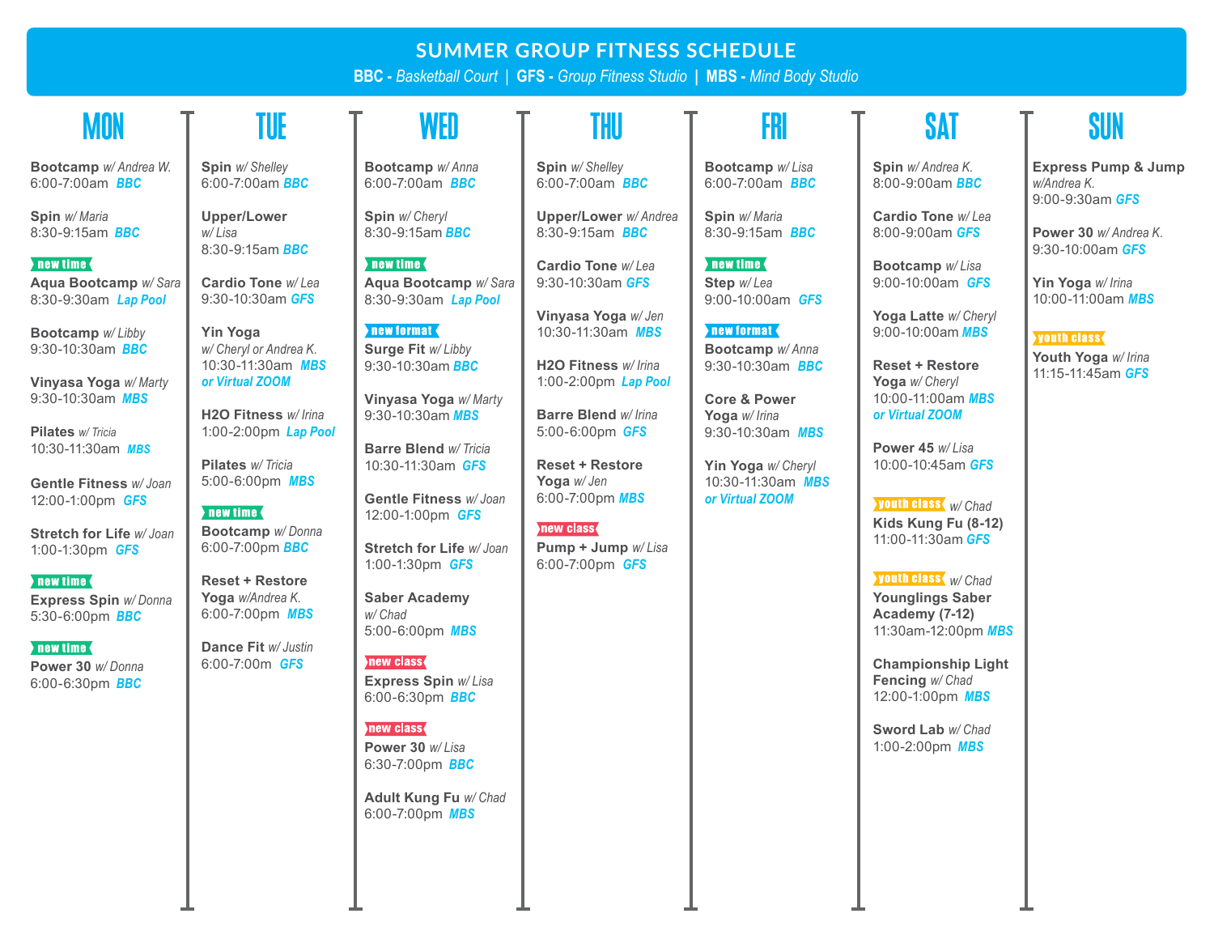# SUMMER GROUP FITNESS SCHEDULE

**BBC -** *Basketball Court* | **GFS -** *Group Fitness Studio* | **MBS -** *Mind Body Studio*

## MON

**Bootcamp** *w/ Andrea W.*
6:00-7:00am **BBC**

**Spin** *w/ Maria*
8:30-9:15am **BBC**

new time
**Aqua Bootcamp** *w/ Sara*
8:30-9:30am **Lap Pool**

**Bootcamp** *w/ Libby*
9:30-10:30am **BBC**

**Vinyasa Yoga** *w/ Marty*
9:30-10:30am **MBS**

**Pilates** *w/ Tricia*
10:30-11:30am **MBS**

**Gentle Fitness** *w/ Joan*
12:00-1:00pm **GFS**

**Stretch for Life** *w/ Joan*
1:00-1:30pm **GFS**

new time
**Express Spin** *w/ Donna*
5:30-6:00pm **BBC**

new time
**Power 30** *w/ Donna*
6:00-6:30pm **BBC**

## TUE

**Spin** *w/ Shelley*
6:00-7:00am **BBC**

**Upper/Lower** *w/ Lisa*
8:30-9:15am **BBC**

**Cardio Tone** *w/ Lea*
9:30-10:30am **GFS**

**Yin Yoga** *w/ Cheryl or Andrea K.*
10:30-11:30am **MBS or Virtual ZOOM**

**H2O Fitness** *w/ Irina*
1:00-2:00pm **Lap Pool**

**Pilates** *w/ Tricia*
5:00-6:00pm **MBS**

new time
**Bootcamp** *w/ Donna*
6:00-7:00pm **BBC**

**Reset + Restore Yoga** *w/Andrea K.*
6:00-7:00pm **MBS**

**Dance Fit** *w/ Justin*
6:00-7:00m **GFS**

## WED

**Bootcamp** *w/ Anna*
6:00-7:00am **BBC**

**Spin** *w/ Cheryl*
8:30-9:15am **BBC**

new time
**Aqua Bootcamp** *w/ Sara*
8:30-9:30am **Lap Pool**

new format
**Surge Fit** *w/ Libby*
9:30-10:30am **BBC**

**Vinyasa Yoga** *w/ Marty*
9:30-10:30am **MBS**

**Barre Blend** *w/ Tricia*
10:30-11:30am **GFS**

**Gentle Fitness** *w/ Joan*
12:00-1:00pm **GFS**

**Stretch for Life** *w/ Joan*
1:00-1:30pm **GFS**

**Saber Academy** *w/ Chad*
5:00-6:00pm **MBS**

new class
**Express Spin** *w/ Lisa*
6:00-6:30pm **BBC**

new class
**Power 30** *w/ Lisa*
6:30-7:00pm **BBC**

**Adult Kung Fu** *w/ Chad*
6:00-7:00pm **MBS**

## THU

**Spin** *w/ Shelley*
6:00-7:00am **BBC**

**Upper/Lower** *w/ Andrea*
8:30-9:15am **BBC**

**Cardio Tone** *w/ Lea*
9:30-10:30am **GFS**

**Vinyasa Yoga** *w/ Jen*
10:30-11:30am **MBS**

**H2O Fitness** *w/ Irina*
1:00-2:00pm **Lap Pool**

**Barre Blend** *w/ Irina*
5:00-6:00pm **GFS**

**Reset + Restore Yoga** *w/ Jen*
6:00-7:00pm **MBS**

new class
**Pump + Jump** *w/ Lisa*
6:00-7:00pm **GFS**

## FRI

**Bootcamp** *w/ Lisa*
6:00-7:00am **BBC**

**Spin** *w/ Maria*
8:30-9:15am **BBC**

new time
**Step** *w/ Lea*
9:00-10:00am **GFS**

new format
**Bootcamp** *w/ Anna*
9:30-10:30am **BBC**

**Core & Power Yoga** *w/ Irina*
9:30-10:30am **MBS**

**Yin Yoga** *w/ Cheryl*
10:30-11:30am **MBS or Virtual ZOOM**

## SAT

**Spin** *w/ Andrea K.*
8:00-9:00am **BBC**

**Cardio Tone** *w/ Lea*
8:00-9:00am **GFS**

**Bootcamp** *w/ Lisa*
9:00-10:00am **GFS**

**Yoga Latte** *w/ Cheryl*
9:00-10:00am **MBS**

**Reset + Restore Yoga** *w/ Cheryl*
10:00-11:00am **MBS or Virtual ZOOM**

**Power 45** *w/ Lisa*
10:00-10:45am **GFS**

youth class *w/ Chad*
**Kids Kung Fu (8-12)**
11:00-11:30am **GFS**

youth class *w/ Chad*
**Younglings Saber Academy (7-12)**
11:30am-12:00pm **MBS**

**Championship Light Fencing** *w/ Chad*
12:00-1:00pm **MBS**

**Sword Lab** *w/ Chad*
1:00-2:00pm **MBS**

## SUN

**Express Pump & Jump** *w/Andrea K.*
9:00-9:30am **GFS**

**Power 30** *w/ Andrea K.*
9:30-10:00am **GFS**

**Yin Yoga** *w/ Irina*
10:00-11:00am **MBS**

youth class
**Youth Yoga** *w/ Irina*
11:15-11:45am **GFS**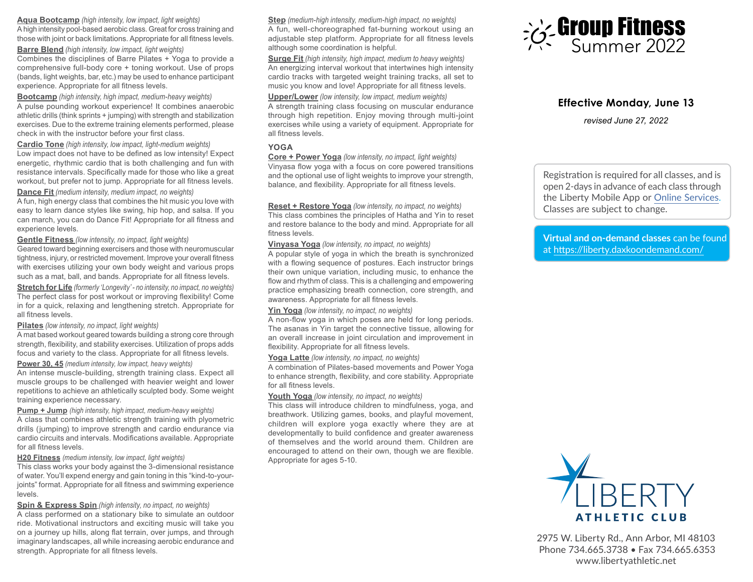**Aqua Bootcamp** *(high intensity, low impact, light weights)*
A high intensity pool-based aerobic class. Great for cross training and those with joint or back limitations. Appropriate for all fitness levels.

**Barre Blend** *(high intensity, low impact, light weights)*
Combines the disciplines of Barre Pilates + Yoga to provide a comprehensive full-body core + toning workout. Use of props (bands, light weights, bar, etc.) may be used to enhance participant experience. Appropriate for all fitness levels.

**Bootcamp** *(high intensity, high impact, medium-heavy weights)*
A pulse pounding workout experience! It combines anaerobic athletic drills (think sprints + jumping) with strength and stabilization exercises. Due to the extreme training elements performed, please check in with the instructor before your first class.

**Cardio Tone** *(high intensity, low impact, light-medium weights)*
Low impact does not have to be defined as low intensity! Expect energetic, rhythmic cardio that is both challenging and fun with resistance intervals. Specifically made for those who like a great workout, but prefer not to jump. Appropriate for all fitness levels.

**Dance Fit** *(medium intensity, medium impact, no weights)*
A fun, high energy class that combines the hit music you love with easy to learn dance styles like swing, hip hop, and salsa. If you can march, you can do Dance Fit! Appropriate for all fitness and experience levels.

**Gentle Fitness** *(low intensity, no impact, light weights)*
Geared toward beginning exercisers and those with neuromuscular tightness, injury, or restricted movement. Improve your overall fitness with exercises utilizing your own body weight and various props such as a mat, ball, and bands. Appropriate for all fitness levels.

**Stretch for Life** *(formerly 'Longevity' - no intensity, no impact, no weights)*
The perfect class for post workout or improving flexibility! Come in for a quick, relaxing and lengthening stretch. Appropriate for all fitness levels.

**Pilates** *(low intensity, no impact, light weights)*
A mat based workout geared towards building a strong core through strength, flexibility, and stability exercises. Utilization of props adds focus and variety to the class. Appropriate for all fitness levels.

**Power 30, 45** *(medium intensity, low impact, heavy weights)*
An intense muscle-building, strength training class. Expect all muscle groups to be challenged with heavier weight and lower repetitions to achieve an athletically sculpted body. Some weight training experience necessary.

**Pump + Jump** *(high intensity, high impact, medium-heavy weights)*
A class that combines athletic strength training with plyometric drills (jumping) to improve strength and cardio endurance via cardio circuits and intervals. Modifications available. Appropriate for all fitness levels.

**H20 Fitness** *(medium intensity, low impact, light weights)*
This class works your body against the 3-dimensional resistance of water. You'll expend energy and gain toning in this "kind-to-your-joints" format. Appropriate for all fitness and swimming experience levels.

**Spin & Express Spin** *(high intensity, no impact, no weights)*
A class performed on a stationary bike to simulate an outdoor ride. Motivational instructors and exciting music will take you on a journey up hills, along flat terrain, over jumps, and through imaginary landscapes, all while increasing aerobic endurance and strength. Appropriate for all fitness levels.

**Step** *(medium-high intensity, medium-high impact, no weights)*
A fun, well-choreographed fat-burning workout using an adjustable step platform. Appropriate for all fitness levels although some coordination is helpful.

**Surge Fit** *(high intensity, high impact, medium to heavy weights)*
An energizing interval workout that intertwines high intensity cardio tracks with targeted weight training tracks, all set to music you know and love! Appropriate for all fitness levels.

**Upper/Lower** *(low intensity, low impact, medium weights)*
A strength training class focusing on muscular endurance through high repetition. Enjoy moving through multi-joint exercises while using a variety of equipment. Appropriate for all fitness levels.

## YOGA

**Core + Power Yoga** *(low intensity, no impact, light weights)*
Vinyasa flow yoga with a focus on core powered transitions and the optional use of light weights to improve your strength, balance, and flexibility. Appropriate for all fitness levels.

**Reset + Restore Yoga** *(low intensity, no impact, no weights)*
This class combines the principles of Hatha and Yin to reset and restore balance to the body and mind. Appropriate for all fitness levels.

**Vinyasa Yoga** *(low intensity, no impact, no weights)*
A popular style of yoga in which the breath is synchronized with a flowing sequence of postures. Each instructor brings their own unique variation, including music, to enhance the flow and rhythm of class. This is a challenging and empowering practice emphasizing breath connection, core strength, and awareness. Appropriate for all fitness levels.

**Yin Yoga** *(low intensity, no impact, no weights)*
A non-flow yoga in which poses are held for long periods. The asanas in Yin target the connective tissue, allowing for an overall increase in joint circulation and improvement in flexibility. Appropriate for all fitness levels.

**Yoga Latte** *(low intensity, no impact, no weights)*
A combination of Pilates-based movements and Power Yoga to enhance strength, flexibility, and core stability. Appropriate for all fitness levels.

**Youth Yoga** *(low intensity, no impact, no weights)*
This class will introduce children to mindfulness, yoga, and breathwork. Utilizing games, books, and playful movement, children will explore yoga exactly where they are at developmentally to build confidence and greater awareness of themselves and the world around them. Children are encouraged to attend on their own, though we are flexible. Appropriate for ages 5-10.

# Group Fitness Summer 2022

**Effective Monday, June 13**

*revised June 27, 2022*

Registration is required for all classes, and is open 2-days in advance of each class through the Liberty Mobile App or Online Services. Classes are subject to change.

**Virtual and on-demand classes** can be found at https://liberty.daxkoondemand.com/

LIBERTY ATHLETIC CLUB

2975 W. Liberty Rd., Ann Arbor, MI 48103
Phone 734.665.3738 • Fax 734.665.6353
www.libertyathletic.net